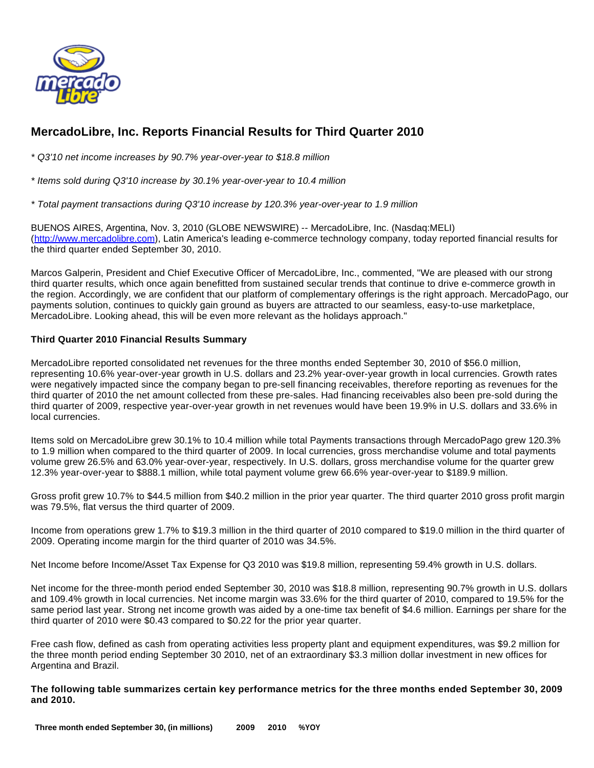# MercadoLibre, Inc. Reports Financial Results for Third Quarter 2010

*\* Q3'10 net income increases by 90.7% year-over-year to $18.8 million*

*\* Items sold during Q3'10 increase by 30.1% year-over-year to 10.4 million*

*\* Total payment transactions during Q3'10 increase by 120.3% year-over-year to 1.9 million*

BUENOS AIRES, Argentina, Nov. 3, 2010 (GLOBE NEWSWIRE) -- MercadoLibre, Inc. (Nasdaq:MELI) (http://www.mercadolibre.com), Latin America's leading e-commerce technology company, today reported financial results for the third quarter ended September 30, 2010.

Marcos Galperin, President and Chief Executive Officer of MercadoLibre, Inc., commented, "We are pleased with our strong third quarter results, which once again benefitted from sustained secular trends that continue to drive e-commerce growth in the region. Accordingly, we are confident that our platform of complementary offerings is the right approach. MercadoPago, our payments solution, continues to quickly gain ground as buyers are attracted to our seamless, easy-to-use marketplace, MercadoLibre. Looking ahead, this will be even more relevant as the holidays approach."

**Third Quarter 2010 Financial Results Summary**

MercadoLibre reported consolidated net revenues for the three months ended September 30, 2010 of $56.0 million, representing 10.6% year-over-year growth in U.S. dollars and 23.2% year-over-year growth in local currencies. Growth rates were negatively impacted since the company began to pre-sell financing receivables, therefore reporting as revenues for the third quarter of 2010 the net amount collected from these pre-sales. Had financing receivables also been pre-sold during the third quarter of 2009, respective year-over-year growth in net revenues would have been 19.9% in U.S. dollars and 33.6% in local currencies.

Items sold on MercadoLibre grew 30.1% to 10.4 million while total Payments transactions through MercadoPago grew 120.3% to 1.9 million when compared to the third quarter of 2009. In local currencies, gross merchandise volume and total payments volume grew 26.5% and 63.0% year-over-year, respectively. In U.S. dollars, gross merchandise volume for the quarter grew 12.3% year-over-year to $888.1 million, while total payment volume grew 66.6% year-over-year to $189.9 million.

Gross profit grew 10.7% to $44.5 million from $40.2 million in the prior year quarter. The third quarter 2010 gross profit margin was 79.5%, flat versus the third quarter of 2009.

Income from operations grew 1.7% to $19.3 million in the third quarter of 2010 compared to $19.0 million in the third quarter of 2009. Operating income margin for the third quarter of 2010 was 34.5%.

Net Income before Income/Asset Tax Expense for Q3 2010 was $19.8 million, representing 59.4% growth in U.S. dollars.

Net income for the three-month period ended September 30, 2010 was $18.8 million, representing 90.7% growth in U.S. dollars and 109.4% growth in local currencies. Net income margin was 33.6% for the third quarter of 2010, compared to 19.5% for the same period last year. Strong net income growth was aided by a one-time tax benefit of $4.6 million. Earnings per share for the third quarter of 2010 were $0.43 compared to $0.22 for the prior year quarter.

Free cash flow, defined as cash from operating activities less property plant and equipment expenditures, was $9.2 million for the three month period ending September 30 2010, net of an extraordinary $3.3 million dollar investment in new offices for Argentina and Brazil.

**The following table summarizes certain key performance metrics for the three months ended September 30, 2009 and 2010.**

| Three month ended September 30, (in millions) | 2009 | 2010 | %YOY |
|---|---|---|---|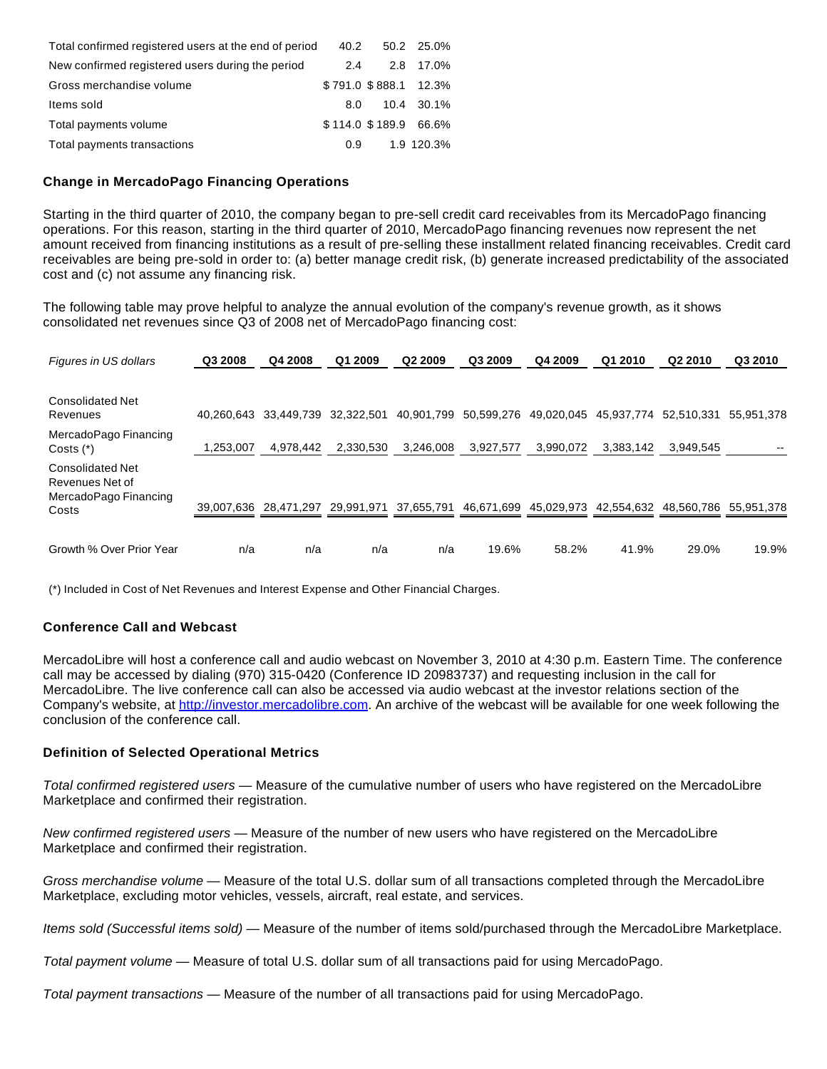| | | | |
|---|---|---|---|
| Total confirmed registered users at the end of period | 40.2 | 50.2 | 25.0% |
| New confirmed registered users during the period | 2.4 | 2.8 | 17.0% |
| Gross merchandise volume | $ 791.0 | $ 888.1 | 12.3% |
| Items sold | 8.0 | 10.4 | 30.1% |
| Total payments volume | $ 114.0 | $ 189.9 | 66.6% |
| Total payments transactions | 0.9 | 1.9 | 120.3% |

### Change in MercadoPago Financing Operations

Starting in the third quarter of 2010, the company began to pre-sell credit card receivables from its MercadoPago financing operations. For this reason, starting in the third quarter of 2010, MercadoPago financing revenues now represent the net amount received from financing institutions as a result of pre-selling these installment related financing receivables. Credit card receivables are being pre-sold in order to: (a) better manage credit risk, (b) generate increased predictability of the associated cost and (c) not assume any financing risk.

The following table may prove helpful to analyze the annual evolution of the company's revenue growth, as it shows consolidated net revenues since Q3 of 2008 net of MercadoPago financing cost:

| *Figures in US dollars* | Q3 2008 | Q4 2008 | Q1 2009 | Q2 2009 | Q3 2009 | Q4 2009 | Q1 2010 | Q2 2010 | Q3 2010 |
|---|---|---|---|---|---|---|---|---|---|
| Consolidated Net Revenues | 40,260,643 | 33,449,739 | 32,322,501 | 40,901,799 | 50,599,276 | 49,020,045 | 45,937,774 | 52,510,331 | 55,951,378 |
| MercadoPago Financing Costs (*) | 1,253,007 | 4,978,442 | 2,330,530 | 3,246,008 | 3,927,577 | 3,990,072 | 3,383,142 | 3,949,545 | -- |
| Consolidated Net Revenues Net of MercadoPago Financing Costs | 39,007,636 | 28,471,297 | 29,991,971 | 37,655,791 | 46,671,699 | 45,029,973 | 42,554,632 | 48,560,786 | 55,951,378 |
| Growth % Over Prior Year | n/a | n/a | n/a | n/a | 19.6% | 58.2% | 41.9% | 29.0% | 19.9% |

(*) Included in Cost of Net Revenues and Interest Expense and Other Financial Charges.

### Conference Call and Webcast

MercadoLibre will host a conference call and audio webcast on November 3, 2010 at 4:30 p.m. Eastern Time. The conference call may be accessed by dialing (970) 315-0420 (Conference ID 20983737) and requesting inclusion in the call for MercadoLibre. The live conference call can also be accessed via audio webcast at the investor relations section of the Company's website, at http://investor.mercadolibre.com. An archive of the webcast will be available for one week following the conclusion of the conference call.

### Definition of Selected Operational Metrics

*Total confirmed registered users* — Measure of the cumulative number of users who have registered on the MercadoLibre Marketplace and confirmed their registration.

*New confirmed registered users* — Measure of the number of new users who have registered on the MercadoLibre Marketplace and confirmed their registration.

*Gross merchandise volume* — Measure of the total U.S. dollar sum of all transactions completed through the MercadoLibre Marketplace, excluding motor vehicles, vessels, aircraft, real estate, and services.

*Items sold (Successful items sold)* — Measure of the number of items sold/purchased through the MercadoLibre Marketplace.

*Total payment volume* — Measure of total U.S. dollar sum of all transactions paid for using MercadoPago.

*Total payment transactions* — Measure of the number of all transactions paid for using MercadoPago.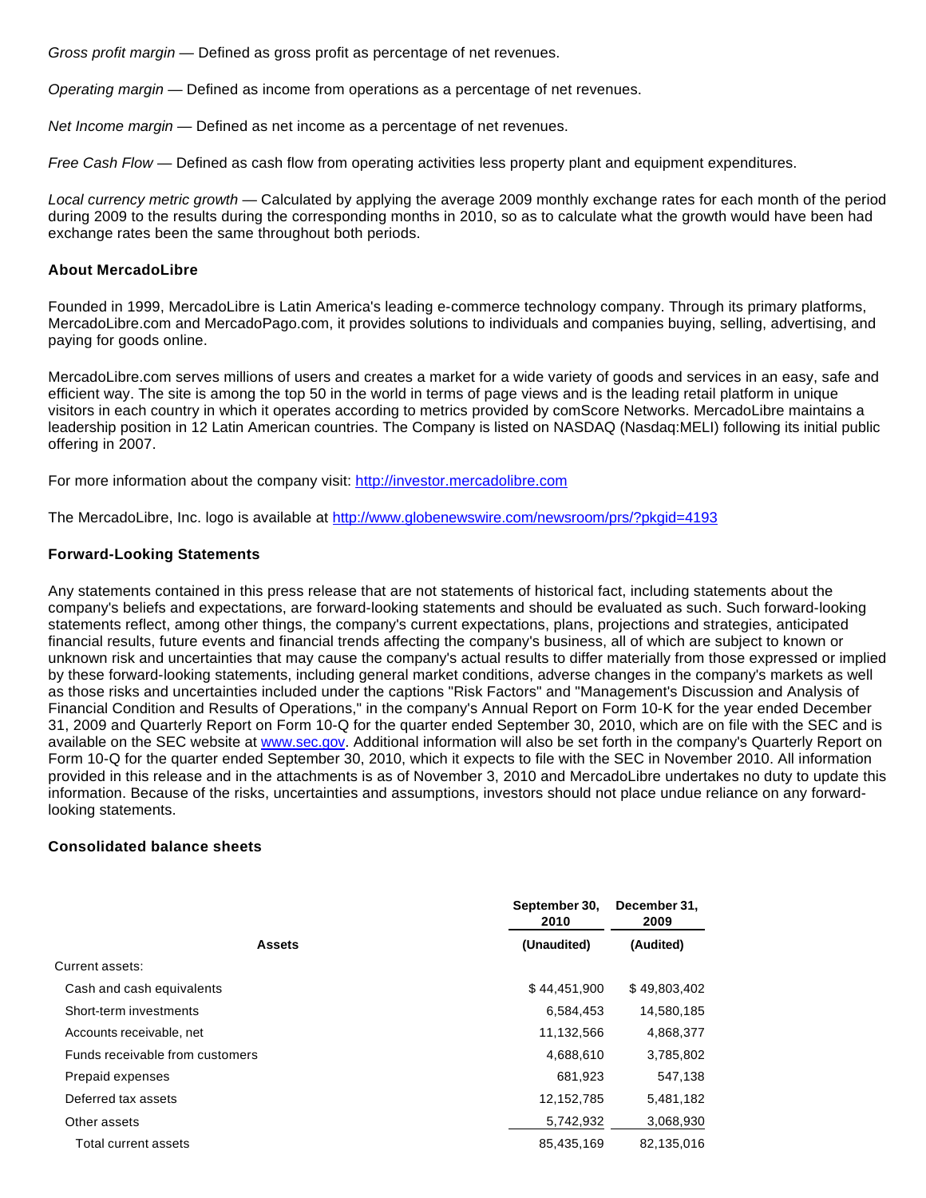*Gross profit margin* — Defined as gross profit as percentage of net revenues.

*Operating margin* — Defined as income from operations as a percentage of net revenues.

*Net Income margin* — Defined as net income as a percentage of net revenues.

*Free Cash Flow* — Defined as cash flow from operating activities less property plant and equipment expenditures.

*Local currency metric growth* — Calculated by applying the average 2009 monthly exchange rates for each month of the period during 2009 to the results during the corresponding months in 2010, so as to calculate what the growth would have been had exchange rates been the same throughout both periods.

**About MercadoLibre**

Founded in 1999, MercadoLibre is Latin America's leading e-commerce technology company. Through its primary platforms, MercadoLibre.com and MercadoPago.com, it provides solutions to individuals and companies buying, selling, advertising, and paying for goods online.

MercadoLibre.com serves millions of users and creates a market for a wide variety of goods and services in an easy, safe and efficient way. The site is among the top 50 in the world in terms of page views and is the leading retail platform in unique visitors in each country in which it operates according to metrics provided by comScore Networks. MercadoLibre maintains a leadership position in 12 Latin American countries. The Company is listed on NASDAQ (Nasdaq:MELI) following its initial public offering in 2007.

For more information about the company visit: http://investor.mercadolibre.com

The MercadoLibre, Inc. logo is available at http://www.globenewswire.com/newsroom/prs/?pkgid=4193

**Forward-Looking Statements**

Any statements contained in this press release that are not statements of historical fact, including statements about the company's beliefs and expectations, are forward-looking statements and should be evaluated as such. Such forward-looking statements reflect, among other things, the company's current expectations, plans, projections and strategies, anticipated financial results, future events and financial trends affecting the company's business, all of which are subject to known or unknown risk and uncertainties that may cause the company's actual results to differ materially from those expressed or implied by these forward-looking statements, including general market conditions, adverse changes in the company's markets as well as those risks and uncertainties included under the captions "Risk Factors" and "Management's Discussion and Analysis of Financial Condition and Results of Operations," in the company's Annual Report on Form 10-K for the year ended December 31, 2009 and Quarterly Report on Form 10-Q for the quarter ended September 30, 2010, which are on file with the SEC and is available on the SEC website at www.sec.gov. Additional information will also be set forth in the company's Quarterly Report on Form 10-Q for the quarter ended September 30, 2010, which it expects to file with the SEC in November 2010. All information provided in this release and in the attachments is as of November 3, 2010 and MercadoLibre undertakes no duty to update this information. Because of the risks, uncertainties and assumptions, investors should not place undue reliance on any forward-looking statements.

**Consolidated balance sheets**

| | September 30, 2010 | December 31, 2009 |
|---|---|---|
| **Assets** | **(Unaudited)** | **(Audited)** |
| Current assets: | | |
| Cash and cash equivalents | $ 44,451,900 | $ 49,803,402 |
| Short-term investments | 6,584,453 | 14,580,185 |
| Accounts receivable, net | 11,132,566 | 4,868,377 |
| Funds receivable from customers | 4,688,610 | 3,785,802 |
| Prepaid expenses | 681,923 | 547,138 |
| Deferred tax assets | 12,152,785 | 5,481,182 |
| Other assets | 5,742,932 | 3,068,930 |
| Total current assets | 85,435,169 | 82,135,016 |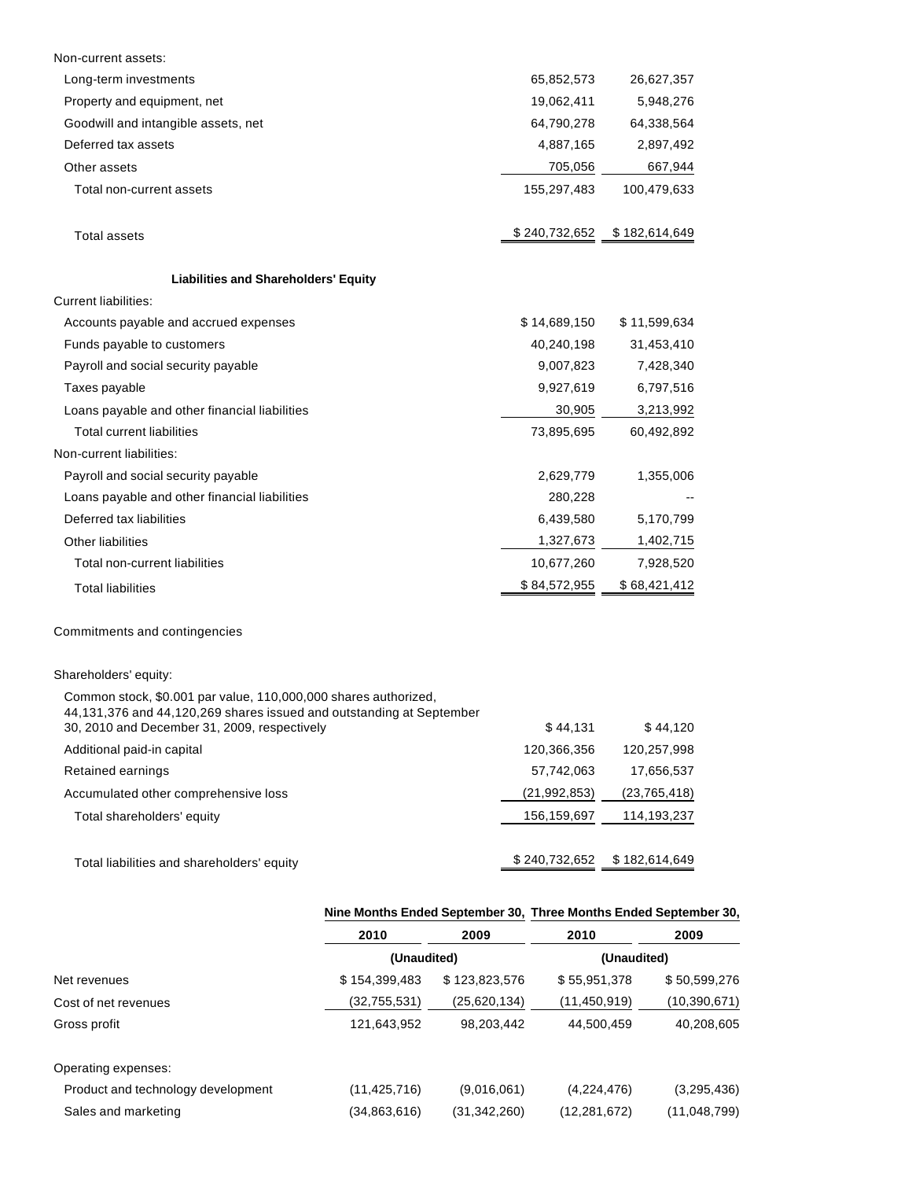| | | |
|---|---|---|
| Non-current assets: | | |
| Long-term investments | 65,852,573 | 26,627,357 |
| Property and equipment, net | 19,062,411 | 5,948,276 |
| Goodwill and intangible assets, net | 64,790,278 | 64,338,564 |
| Deferred tax assets | 4,887,165 | 2,897,492 |
| Other assets | 705,056 | 667,944 |
| Total non-current assets | 155,297,483 | 100,479,633 |
| Total assets | $ 240,732,652 | $ 182,614,649 |
| **Liabilities and Shareholders' Equity** | | |
| Current liabilities: | | |
| Accounts payable and accrued expenses | $ 14,689,150 | $ 11,599,634 |
| Funds payable to customers | 40,240,198 | 31,453,410 |
| Payroll and social security payable | 9,007,823 | 7,428,340 |
| Taxes payable | 9,927,619 | 6,797,516 |
| Loans payable and other financial liabilities | 30,905 | 3,213,992 |
| Total current liabilities | 73,895,695 | 60,492,892 |
| Non-current liabilities: | | |
| Payroll and social security payable | 2,629,779 | 1,355,006 |
| Loans payable and other financial liabilities | 280,228 | -- |
| Deferred tax liabilities | 6,439,580 | 5,170,799 |
| Other liabilities | 1,327,673 | 1,402,715 |
| Total non-current liabilities | 10,677,260 | 7,928,520 |
| Total liabilities | $ 84,572,955 | $ 68,421,412 |
| Commitments and contingencies | | |
| Shareholders' equity: | | |
| Common stock, $0.001 par value, 110,000,000 shares authorized, 44,131,376 and 44,120,269 shares issued and outstanding at September 30, 2010 and December 31, 2009, respectively | $ 44,131 | $ 44,120 |
| Additional paid-in capital | 120,366,356 | 120,257,998 |
| Retained earnings | 57,742,063 | 17,656,537 |
| Accumulated other comprehensive loss | (21,992,853) | (23,765,418) |
| Total shareholders' equity | 156,159,697 | 114,193,237 |
| Total liabilities and shareholders' equity | $ 240,732,652 | $ 182,614,649 |

| | Nine Months Ended September 30, | | Three Months Ended September 30, | |
|---|---|---|---|---|
| | 2010 | 2009 | 2010 | 2009 |
| | (Unaudited) | | (Unaudited) | |
| Net revenues | $ 154,399,483 | $ 123,823,576 | $ 55,951,378 | $ 50,599,276 |
| Cost of net revenues | (32,755,531) | (25,620,134) | (11,450,919) | (10,390,671) |
| Gross profit | 121,643,952 | 98,203,442 | 44,500,459 | 40,208,605 |
| Operating expenses: | | | | |
| Product and technology development | (11,425,716) | (9,016,061) | (4,224,476) | (3,295,436) |
| Sales and marketing | (34,863,616) | (31,342,260) | (12,281,672) | (11,048,799) |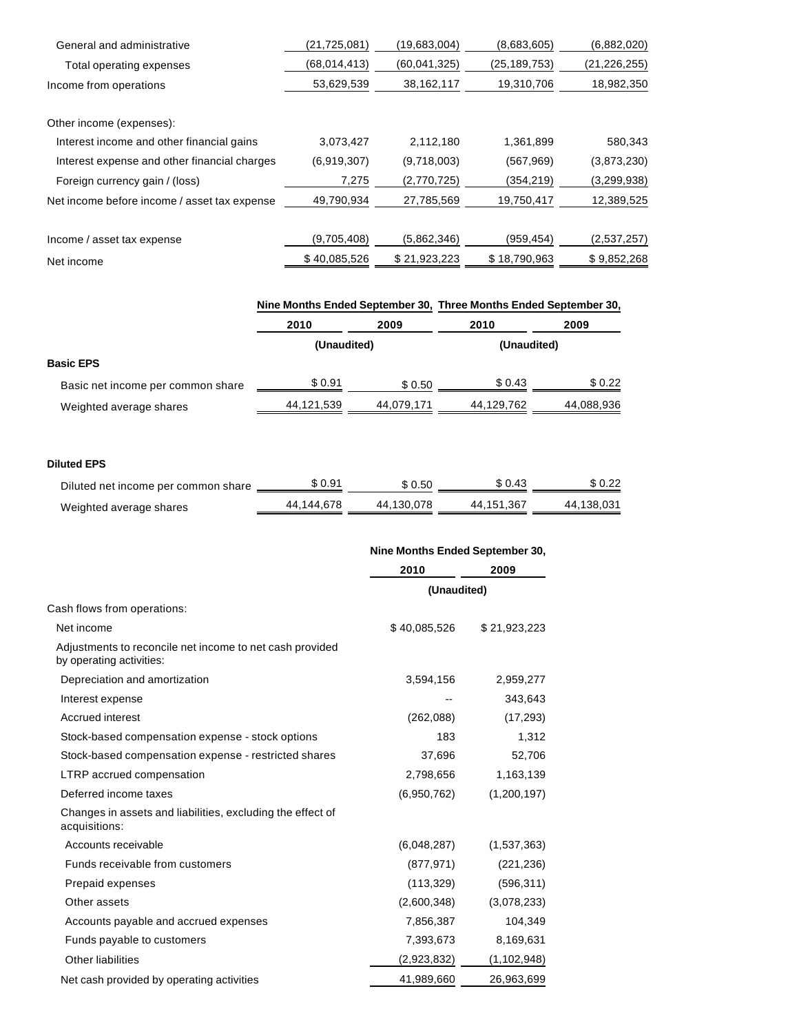| | | | | |
|---|---|---|---|---|
| General and administrative | (21,725,081) | (19,683,004) | (8,683,605) | (6,882,020) |
| Total operating expenses | (68,014,413) | (60,041,325) | (25,189,753) | (21,226,255) |
| Income from operations | 53,629,539 | 38,162,117 | 19,310,706 | 18,982,350 |
| | | | | |
| Other income (expenses): | | | | |
| Interest income and other financial gains | 3,073,427 | 2,112,180 | 1,361,899 | 580,343 |
| Interest expense and other financial charges | (6,919,307) | (9,718,003) | (567,969) | (3,873,230) |
| Foreign currency gain / (loss) | 7,275 | (2,770,725) | (354,219) | (3,299,938) |
| Net income before income / asset tax expense | 49,790,934 | 27,785,569 | 19,750,417 | 12,389,525 |
| | | | | |
| Income / asset tax expense | (9,705,408) | (5,862,346) | (959,454) | (2,537,257) |
| Net income | $ 40,085,526 | $ 21,923,223 | $ 18,790,963 | $ 9,852,268 |

| | Nine Months Ended September 30, | | Three Months Ended September 30, | |
|---|---|---|---|---|
| | 2010 | 2009 | 2010 | 2009 |
| | (Unaudited) | | (Unaudited) | |
| **Basic EPS** | | | | |
| Basic net income per common share | $ 0.91 | $ 0.50 | $ 0.43 | $ 0.22 |
| Weighted average shares | 44,121,539 | 44,079,171 | 44,129,762 | 44,088,936 |
| | | | | |
| **Diluted EPS** | | | | |
| Diluted net income per common share | $ 0.91 | $ 0.50 | $ 0.43 | $ 0.22 |
| Weighted average shares | 44,144,678 | 44,130,078 | 44,151,367 | 44,138,031 |

| | Nine Months Ended September 30, | |
|---|---|---|
| | 2010 | 2009 |
| | (Unaudited) | |
| Cash flows from operations: | | |
| Net income | $ 40,085,526 | $ 21,923,223 |
| Adjustments to reconcile net income to net cash provided by operating activities: | | |
| Depreciation and amortization | 3,594,156 | 2,959,277 |
| Interest expense | -- | 343,643 |
| Accrued interest | (262,088) | (17,293) |
| Stock-based compensation expense - stock options | 183 | 1,312 |
| Stock-based compensation expense - restricted shares | 37,696 | 52,706 |
| LTRP accrued compensation | 2,798,656 | 1,163,139 |
| Deferred income taxes | (6,950,762) | (1,200,197) |
| Changes in assets and liabilities, excluding the effect of acquisitions: | | |
| Accounts receivable | (6,048,287) | (1,537,363) |
| Funds receivable from customers | (877,971) | (221,236) |
| Prepaid expenses | (113,329) | (596,311) |
| Other assets | (2,600,348) | (3,078,233) |
| Accounts payable and accrued expenses | 7,856,387 | 104,349 |
| Funds payable to customers | 7,393,673 | 8,169,631 |
| Other liabilities | (2,923,832) | (1,102,948) |
| Net cash provided by operating activities | 41,989,660 | 26,963,699 |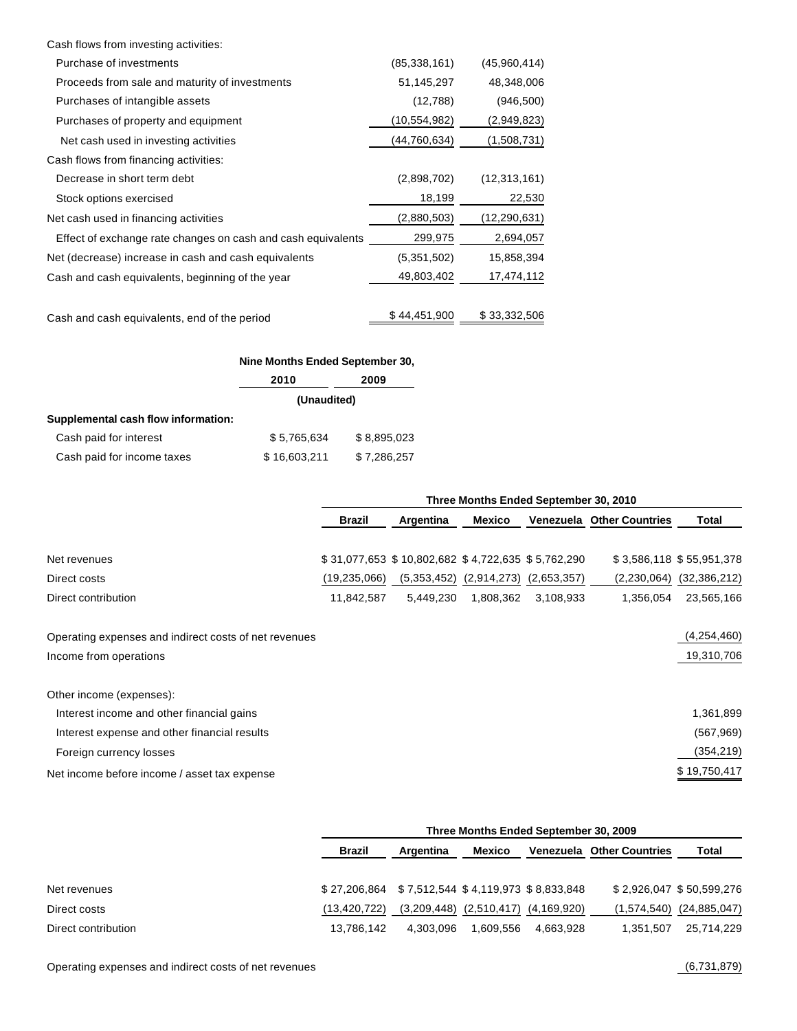| | | |
|---|---|---|
| Cash flows from investing activities: | | |
| Purchase of investments | (85,338,161) | (45,960,414) |
| Proceeds from sale and maturity of investments | 51,145,297 | 48,348,006 |
| Purchases of intangible assets | (12,788) | (946,500) |
| Purchases of property and equipment | (10,554,982) | (2,949,823) |
| Net cash used in investing activities | (44,760,634) | (1,508,731) |
| Cash flows from financing activities: | | |
| Decrease in short term debt | (2,898,702) | (12,313,161) |
| Stock options exercised | 18,199 | 22,530 |
| Net cash used in financing activities | (2,880,503) | (12,290,631) |
| Effect of exchange rate changes on cash and cash equivalents | 299,975 | 2,694,057 |
| Net (decrease) increase in cash and cash equivalents | (5,351,502) | 15,858,394 |
| Cash and cash equivalents, beginning of the year | 49,803,402 | 17,474,112 |
| Cash and cash equivalents, end of the period | $ 44,451,900 | $ 33,332,506 |

| | Nine Months Ended September 30, | |
|---|---|---|
| | 2010 | 2009 |
| | (Unaudited) | |
| **Supplemental cash flow information:** | | |
| Cash paid for interest | $ 5,765,634 | $ 8,895,023 |
| Cash paid for income taxes | $ 16,603,211 | $ 7,286,257 |

| | Three Months Ended September 30, 2010 | | | | | |
|---|---|---|---|---|---|---|
| | Brazil | Argentina | Mexico | Venezuela | Other Countries | Total |
| Net revenues | $ 31,077,653 | $ 10,802,682 | $ 4,722,635 | $ 5,762,290 | $ 3,586,118 | $ 55,951,378 |
| Direct costs | (19,235,066) | (5,353,452) | (2,914,273) | (2,653,357) | (2,230,064) | (32,386,212) |
| Direct contribution | 11,842,587 | 5,449,230 | 1,808,362 | 3,108,933 | 1,356,054 | 23,565,166 |
| Operating expenses and indirect costs of net revenues | | | | | | (4,254,460) |
| Income from operations | | | | | | 19,310,706 |
| Other income (expenses): | | | | | | |
| Interest income and other financial gains | | | | | | 1,361,899 |
| Interest expense and other financial results | | | | | | (567,969) |
| Foreign currency losses | | | | | | (354,219) |
| Net income before income / asset tax expense | | | | | | $ 19,750,417 |

| | Three Months Ended September 30, 2009 | | | | | |
|---|---|---|---|---|---|---|
| | Brazil | Argentina | Mexico | Venezuela | Other Countries | Total |
| Net revenues | $ 27,206,864 | $ 7,512,544 | $ 4,119,973 | $ 8,833,848 | $ 2,926,047 | $ 50,599,276 |
| Direct costs | (13,420,722) | (3,209,448) | (2,510,417) | (4,169,920) | (1,574,540) | (24,885,047) |
| Direct contribution | 13,786,142 | 4,303,096 | 1,609,556 | 4,663,928 | 1,351,507 | 25,714,229 |
| Operating expenses and indirect costs of net revenues | | | | | | (6,731,879) |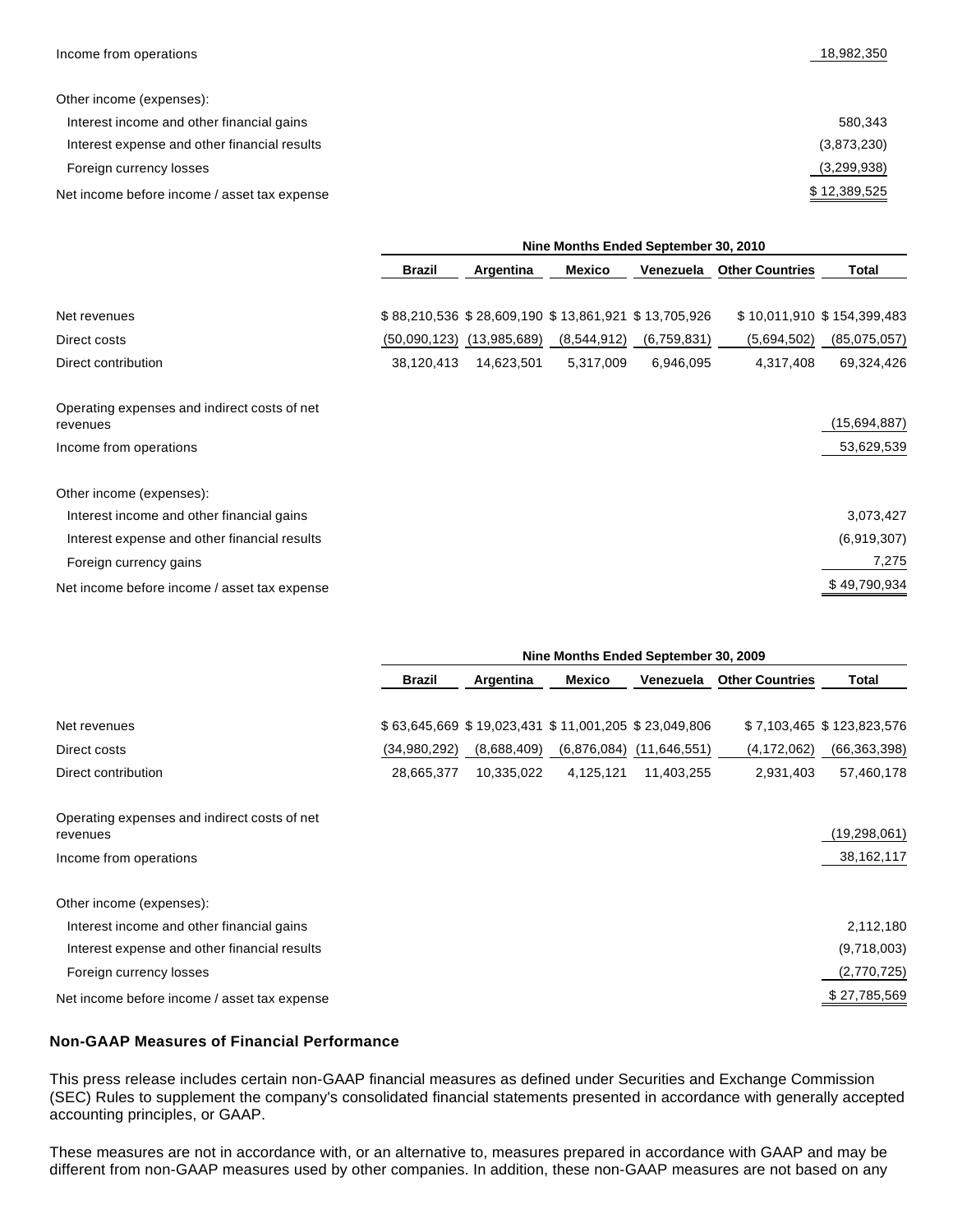| | | | | | | |
|---|---|---|---|---|---|---|
| Income from operations | | | | | | 18,982,350 |
| | | | | | | |
| Other income (expenses): | | | | | | |
| Interest income and other financial gains | | | | | | 580,343 |
| Interest expense and other financial results | | | | | | (3,873,230) |
| Foreign currency losses | | | | | | (3,299,938) |
| Net income before income / asset tax expense | | | | | | $ 12,389,525 |

| | Nine Months Ended September 30, 2010 | | | | | |
|---|---|---|---|---|---|---|
| | Brazil | Argentina | Mexico | Venezuela | Other Countries | Total |
| Net revenues | $ 88,210,536 | $ 28,609,190 | $ 13,861,921 | $ 13,705,926 | $ 10,011,910 | $ 154,399,483 |
| Direct costs | (50,090,123) | (13,985,689) | (8,544,912) | (6,759,831) | (5,694,502) | (85,075,057) |
| Direct contribution | 38,120,413 | 14,623,501 | 5,317,009 | 6,946,095 | 4,317,408 | 69,324,426 |
| | | | | | | |
| Operating expenses and indirect costs of net revenues | | | | | | (15,694,887) |
| Income from operations | | | | | | 53,629,539 |
| | | | | | | |
| Other income (expenses): | | | | | | |
| Interest income and other financial gains | | | | | | 3,073,427 |
| Interest expense and other financial results | | | | | | (6,919,307) |
| Foreign currency gains | | | | | | 7,275 |
| Net income before income / asset tax expense | | | | | | $ 49,790,934 |

| | Nine Months Ended September 30, 2009 | | | | | |
|---|---|---|---|---|---|---|
| | Brazil | Argentina | Mexico | Venezuela | Other Countries | Total |
| Net revenues | $ 63,645,669 | $ 19,023,431 | $ 11,001,205 | $ 23,049,806 | $ 7,103,465 | $ 123,823,576 |
| Direct costs | (34,980,292) | (8,688,409) | (6,876,084) | (11,646,551) | (4,172,062) | (66,363,398) |
| Direct contribution | 28,665,377 | 10,335,022 | 4,125,121 | 11,403,255 | 2,931,403 | 57,460,178 |
| | | | | | | |
| Operating expenses and indirect costs of net revenues | | | | | | (19,298,061) |
| Income from operations | | | | | | 38,162,117 |
| | | | | | | |
| Other income (expenses): | | | | | | |
| Interest income and other financial gains | | | | | | 2,112,180 |
| Interest expense and other financial results | | | | | | (9,718,003) |
| Foreign currency losses | | | | | | (2,770,725) |
| Net income before income / asset tax expense | | | | | | $ 27,785,569 |

**Non-GAAP Measures of Financial Performance**

This press release includes certain non-GAAP financial measures as defined under Securities and Exchange Commission (SEC) Rules to supplement the company's consolidated financial statements presented in accordance with generally accepted accounting principles, or GAAP.

These measures are not in accordance with, or an alternative to, measures prepared in accordance with GAAP and may be different from non-GAAP measures used by other companies. In addition, these non-GAAP measures are not based on any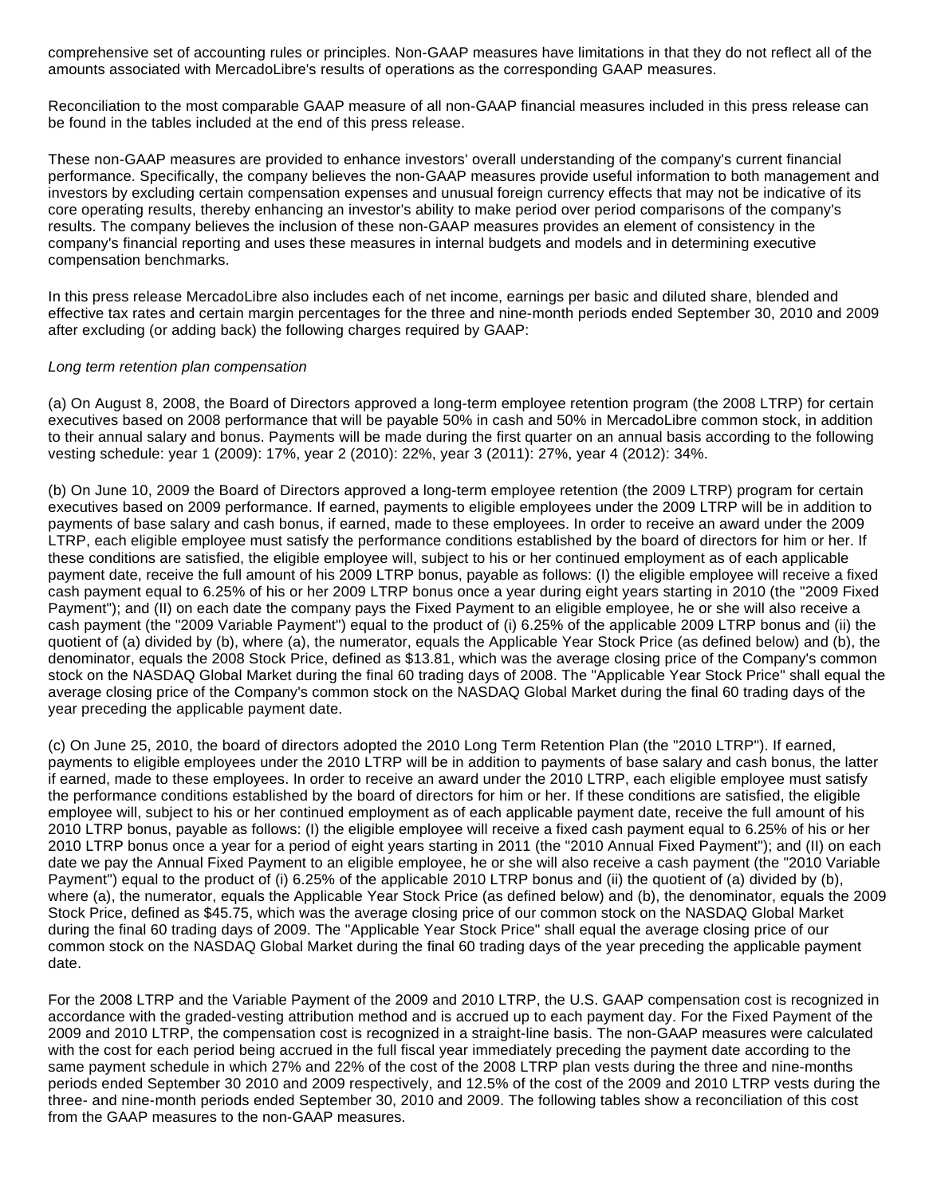comprehensive set of accounting rules or principles. Non-GAAP measures have limitations in that they do not reflect all of the amounts associated with MercadoLibre's results of operations as the corresponding GAAP measures.

Reconciliation to the most comparable GAAP measure of all non-GAAP financial measures included in this press release can be found in the tables included at the end of this press release.

These non-GAAP measures are provided to enhance investors' overall understanding of the company's current financial performance. Specifically, the company believes the non-GAAP measures provide useful information to both management and investors by excluding certain compensation expenses and unusual foreign currency effects that may not be indicative of its core operating results, thereby enhancing an investor's ability to make period over period comparisons of the company's results. The company believes the inclusion of these non-GAAP measures provides an element of consistency in the company's financial reporting and uses these measures in internal budgets and models and in determining executive compensation benchmarks.

In this press release MercadoLibre also includes each of net income, earnings per basic and diluted share, blended and effective tax rates and certain margin percentages for the three and nine-month periods ended September 30, 2010 and 2009 after excluding (or adding back) the following charges required by GAAP:

*Long term retention plan compensation*

(a) On August 8, 2008, the Board of Directors approved a long-term employee retention program (the 2008 LTRP) for certain executives based on 2008 performance that will be payable 50% in cash and 50% in MercadoLibre common stock, in addition to their annual salary and bonus. Payments will be made during the first quarter on an annual basis according to the following vesting schedule: year 1 (2009): 17%, year 2 (2010): 22%, year 3 (2011): 27%, year 4 (2012): 34%.

(b) On June 10, 2009 the Board of Directors approved a long-term employee retention (the 2009 LTRP) program for certain executives based on 2009 performance. If earned, payments to eligible employees under the 2009 LTRP will be in addition to payments of base salary and cash bonus, if earned, made to these employees. In order to receive an award under the 2009 LTRP, each eligible employee must satisfy the performance conditions established by the board of directors for him or her. If these conditions are satisfied, the eligible employee will, subject to his or her continued employment as of each applicable payment date, receive the full amount of his 2009 LTRP bonus, payable as follows: (I) the eligible employee will receive a fixed cash payment equal to 6.25% of his or her 2009 LTRP bonus once a year during eight years starting in 2010 (the "2009 Fixed Payment"); and (II) on each date the company pays the Fixed Payment to an eligible employee, he or she will also receive a cash payment (the "2009 Variable Payment") equal to the product of (i) 6.25% of the applicable 2009 LTRP bonus and (ii) the quotient of (a) divided by (b), where (a), the numerator, equals the Applicable Year Stock Price (as defined below) and (b), the denominator, equals the 2008 Stock Price, defined as $13.81, which was the average closing price of the Company's common stock on the NASDAQ Global Market during the final 60 trading days of 2008. The "Applicable Year Stock Price" shall equal the average closing price of the Company's common stock on the NASDAQ Global Market during the final 60 trading days of the year preceding the applicable payment date.

(c) On June 25, 2010, the board of directors adopted the 2010 Long Term Retention Plan (the "2010 LTRP"). If earned, payments to eligible employees under the 2010 LTRP will be in addition to payments of base salary and cash bonus, the latter if earned, made to these employees. In order to receive an award under the 2010 LTRP, each eligible employee must satisfy the performance conditions established by the board of directors for him or her. If these conditions are satisfied, the eligible employee will, subject to his or her continued employment as of each applicable payment date, receive the full amount of his 2010 LTRP bonus, payable as follows: (I) the eligible employee will receive a fixed cash payment equal to 6.25% of his or her 2010 LTRP bonus once a year for a period of eight years starting in 2011 (the "2010 Annual Fixed Payment"); and (II) on each date we pay the Annual Fixed Payment to an eligible employee, he or she will also receive a cash payment (the "2010 Variable Payment") equal to the product of (i) 6.25% of the applicable 2010 LTRP bonus and (ii) the quotient of (a) divided by (b), where (a), the numerator, equals the Applicable Year Stock Price (as defined below) and (b), the denominator, equals the 2009 Stock Price, defined as $45.75, which was the average closing price of our common stock on the NASDAQ Global Market during the final 60 trading days of 2009. The "Applicable Year Stock Price" shall equal the average closing price of our common stock on the NASDAQ Global Market during the final 60 trading days of the year preceding the applicable payment date.

For the 2008 LTRP and the Variable Payment of the 2009 and 2010 LTRP, the U.S. GAAP compensation cost is recognized in accordance with the graded-vesting attribution method and is accrued up to each payment day. For the Fixed Payment of the 2009 and 2010 LTRP, the compensation cost is recognized in a straight-line basis. The non-GAAP measures were calculated with the cost for each period being accrued in the full fiscal year immediately preceding the payment date according to the same payment schedule in which 27% and 22% of the cost of the 2008 LTRP plan vests during the three and nine-months periods ended September 30 2010 and 2009 respectively, and 12.5% of the cost of the 2009 and 2010 LTRP vests during the three- and nine-month periods ended September 30, 2010 and 2009. The following tables show a reconciliation of this cost from the GAAP measures to the non-GAAP measures.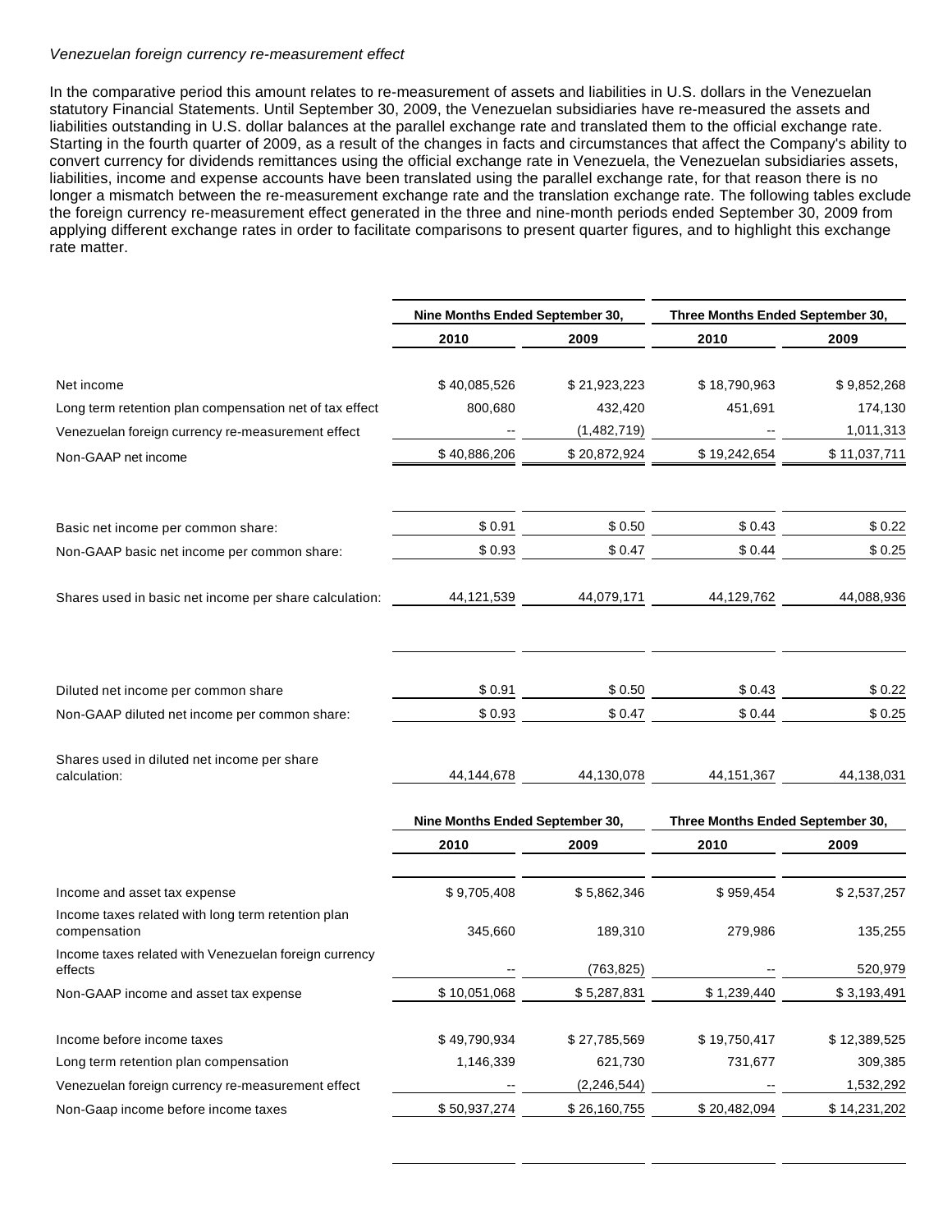*Venezuelan foreign currency re-measurement effect*

In the comparative period this amount relates to re-measurement of assets and liabilities in U.S. dollars in the Venezuelan statutory Financial Statements. Until September 30, 2009, the Venezuelan subsidiaries have re-measured the assets and liabilities outstanding in U.S. dollar balances at the parallel exchange rate and translated them to the official exchange rate. Starting in the fourth quarter of 2009, as a result of the changes in facts and circumstances that affect the Company's ability to convert currency for dividends remittances using the official exchange rate in Venezuela, the Venezuelan subsidiaries assets, liabilities, income and expense accounts have been translated using the parallel exchange rate, for that reason there is no longer a mismatch between the re-measurement exchange rate and the translation exchange rate. The following tables exclude the foreign currency re-measurement effect generated in the three and nine-month periods ended September 30, 2009 from applying different exchange rates in order to facilitate comparisons to present quarter figures, and to highlight this exchange rate matter.

| | Nine Months Ended September 30, | | Three Months Ended September 30, | |
|---|---|---|---|---|
| | 2010 | 2009 | 2010 | 2009 |
| Net income | $ 40,085,526 | $ 21,923,223 | $ 18,790,963 | $ 9,852,268 |
| Long term retention plan compensation net of tax effect | 800,680 | 432,420 | 451,691 | 174,130 |
| Venezuelan foreign currency re-measurement effect | -- | (1,482,719) | -- | 1,011,313 |
| Non-GAAP net income | $ 40,886,206 | $ 20,872,924 | $ 19,242,654 | $ 11,037,711 |
| | | | | |
| Basic net income per common share: | $ 0.91 | $ 0.50 | $ 0.43 | $ 0.22 |
| Non-GAAP basic net income per common share: | $ 0.93 | $ 0.47 | $ 0.44 | $ 0.25 |
| Shares used in basic net income per share calculation: | 44,121,539 | 44,079,171 | 44,129,762 | 44,088,936 |
| | | | | |
| Diluted net income per common share | $ 0.91 | $ 0.50 | $ 0.43 | $ 0.22 |
| Non-GAAP diluted net income per common share: | $ 0.93 | $ 0.47 | $ 0.44 | $ 0.25 |
| Shares used in diluted net income per share calculation: | 44,144,678 | 44,130,078 | 44,151,367 | 44,138,031 |

| | Nine Months Ended September 30, | | Three Months Ended September 30, | |
|---|---|---|---|---|
| | 2010 | 2009 | 2010 | 2009 |
| Income and asset tax expense | $ 9,705,408 | $ 5,862,346 | $ 959,454 | $ 2,537,257 |
| Income taxes related with long term retention plan compensation | 345,660 | 189,310 | 279,986 | 135,255 |
| Income taxes related with Venezuelan foreign currency effects | -- | (763,825) | -- | 520,979 |
| Non-GAAP income and asset tax expense | $ 10,051,068 | $ 5,287,831 | $ 1,239,440 | $ 3,193,491 |
| | | | | |
| Income before income taxes | $ 49,790,934 | $ 27,785,569 | $ 19,750,417 | $ 12,389,525 |
| Long term retention plan compensation | 1,146,339 | 621,730 | 731,677 | 309,385 |
| Venezuelan foreign currency re-measurement effect | -- | (2,246,544) | -- | 1,532,292 |
| Non-Gaap income before income taxes | $ 50,937,274 | $ 26,160,755 | $ 20,482,094 | $ 14,231,202 |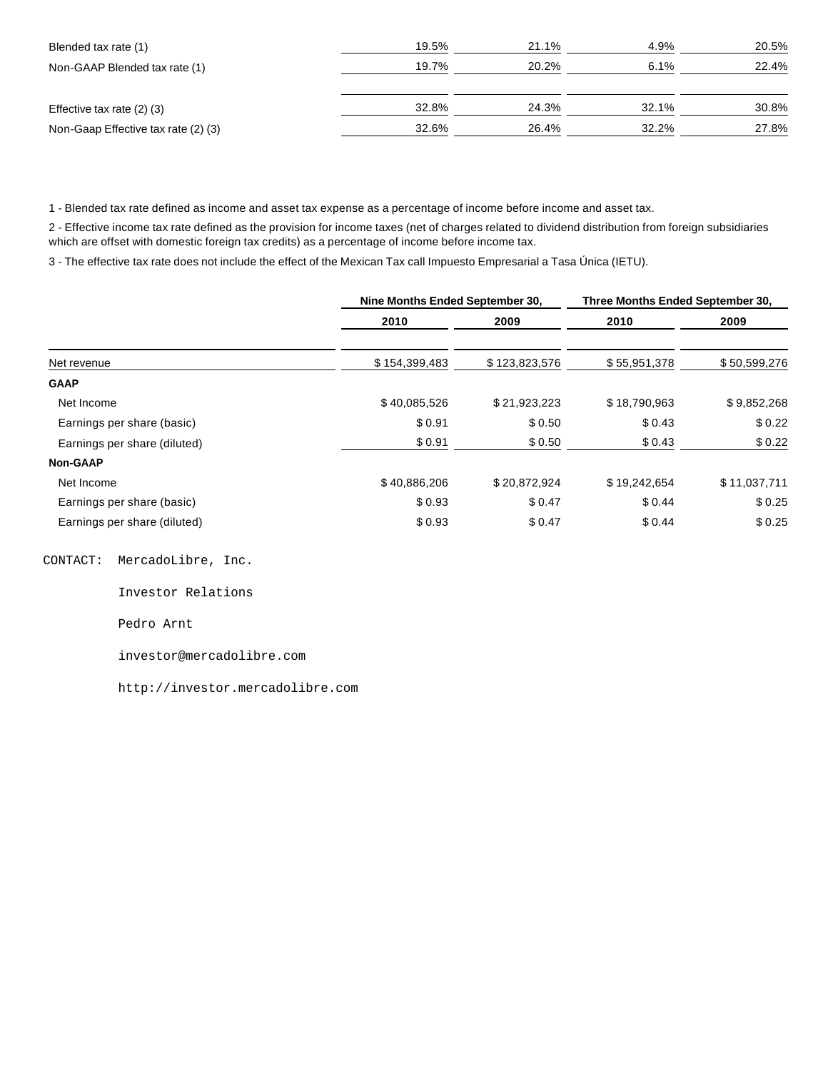| | | | | |
|---|---|---|---|---|
| Blended tax rate (1) | 19.5% | 21.1% | 4.9% | 20.5% |
| Non-GAAP Blended tax rate (1) | 19.7% | 20.2% | 6.1% | 22.4% |
| | | | | |
| Effective tax rate (2) (3) | 32.8% | 24.3% | 32.1% | 30.8% |
| Non-Gaap Effective tax rate (2) (3) | 32.6% | 26.4% | 32.2% | 27.8% |

1 - Blended tax rate defined as income and asset tax expense as a percentage of income before income and asset tax.

2 - Effective income tax rate defined as the provision for income taxes (net of charges related to dividend distribution from foreign subsidiaries which are offset with domestic foreign tax credits) as a percentage of income before income tax.

3 - The effective tax rate does not include the effect of the Mexican Tax call Impuesto Empresarial a Tasa Única (IETU).

| | Nine Months Ended September 30, | | Three Months Ended September 30, | |
|---|---|---|---|---|
| | 2010 | 2009 | 2010 | 2009 |
| Net revenue | $ 154,399,483 | $ 123,823,576 | $ 55,951,378 | $ 50,599,276 |
| **GAAP** | | | | |
| Net Income | $ 40,085,526 | $ 21,923,223 | $ 18,790,963 | $ 9,852,268 |
| Earnings per share (basic) | $ 0.91 | $ 0.50 | $ 0.43 | $ 0.22 |
| Earnings per share (diluted) | $ 0.91 | $ 0.50 | $ 0.43 | $ 0.22 |
| **Non-GAAP** | | | | |
| Net Income | $ 40,886,206 | $ 20,872,924 | $ 19,242,654 | $ 11,037,711 |
| Earnings per share (basic) | $ 0.93 | $ 0.47 | $ 0.44 | $ 0.25 |
| Earnings per share (diluted) | $ 0.93 | $ 0.47 | $ 0.44 | $ 0.25 |

CONTACT: MercadoLibre, Inc.

Investor Relations

Pedro Arnt

investor@mercadolibre.com

http://investor.mercadolibre.com